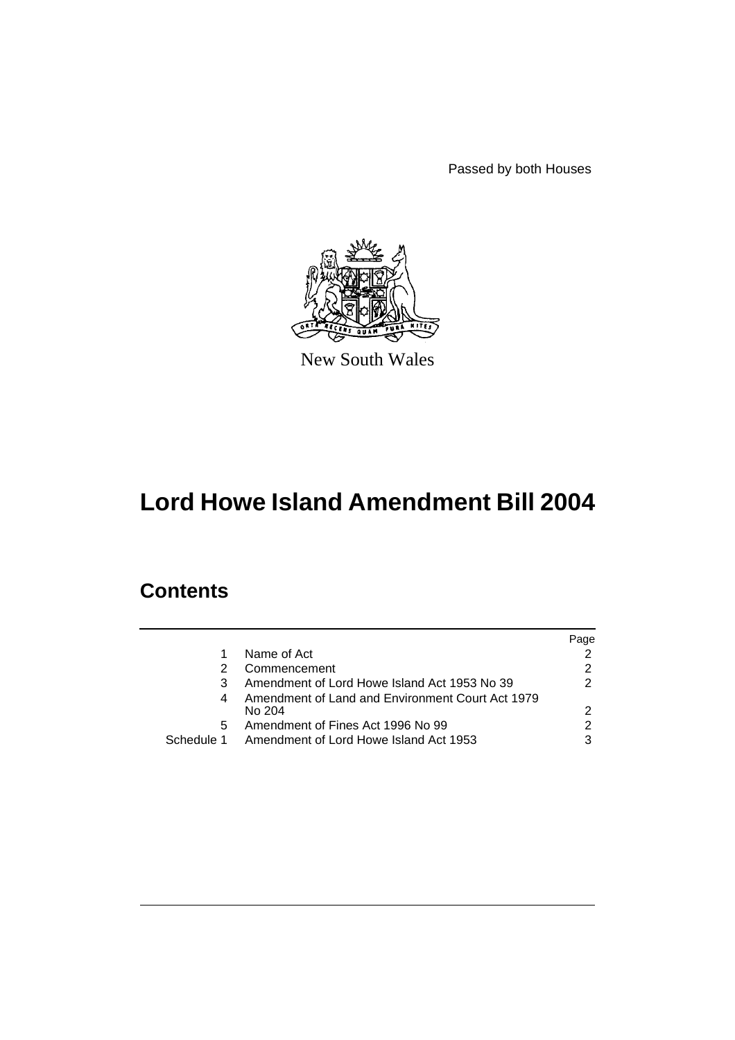Passed by both Houses

New South Wales

# Lord Howe Island Amendment Bill 2004

## Contents

| | | Page |
|---|---|---|
| 1 | Name of Act | 2 |
| 2 | Commencement | 2 |
| 3 | Amendment of Lord Howe Island Act 1953 No 39 | 2 |
| 4 | Amendment of Land and Environment Court Act 1979 No 204 | 2 |
| 5 | Amendment of Fines Act 1996 No 99 | 2 |
| Schedule 1 | Amendment of Lord Howe Island Act 1953 | 3 |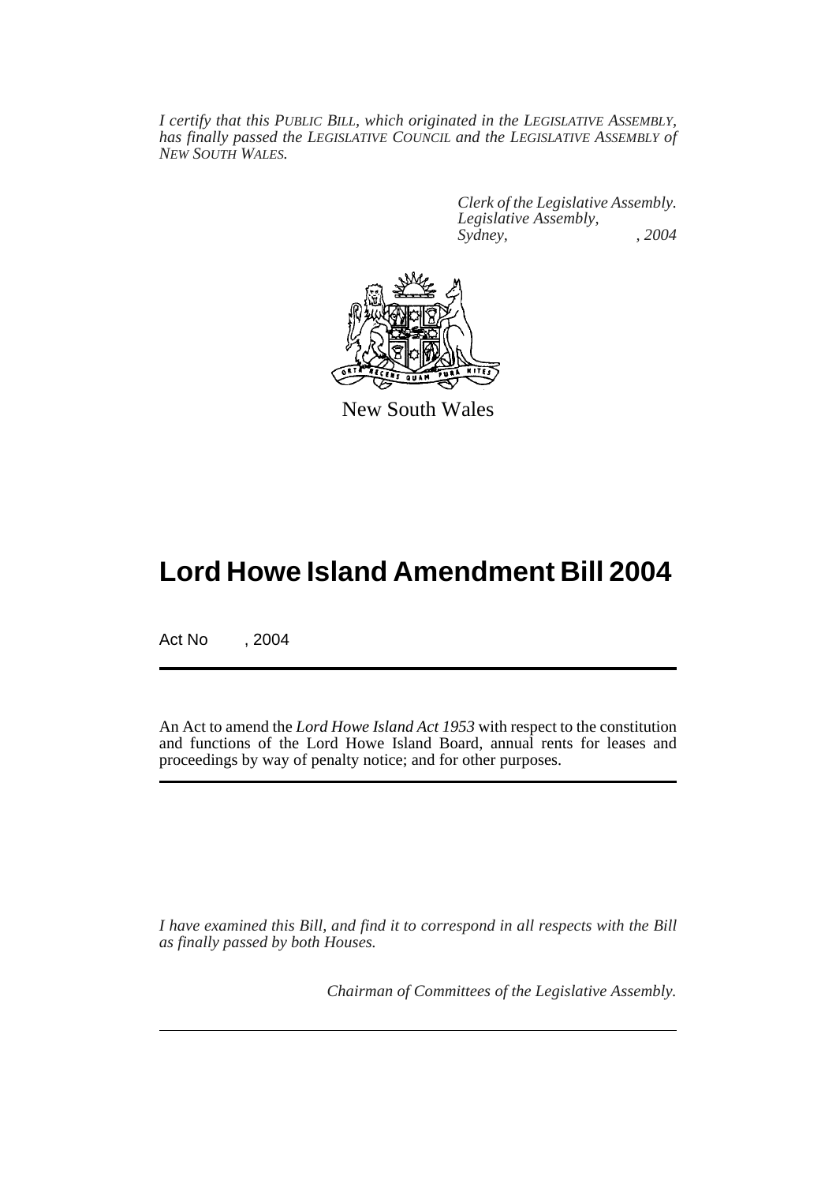*I certify that this PUBLIC BILL, which originated in the LEGISLATIVE ASSEMBLY, has finally passed the LEGISLATIVE COUNCIL and the LEGISLATIVE ASSEMBLY of NEW SOUTH WALES.*

*Clerk of the Legislative Assembly.*
*Legislative Assembly,*
*Sydney, , 2004*

New South Wales

# Lord Howe Island Amendment Bill 2004

Act No , 2004

An Act to amend the *Lord Howe Island Act 1953* with respect to the constitution and functions of the Lord Howe Island Board, annual rents for leases and proceedings by way of penalty notice; and for other purposes.

*I have examined this Bill, and find it to correspond in all respects with the Bill as finally passed by both Houses.*

*Chairman of Committees of the Legislative Assembly.*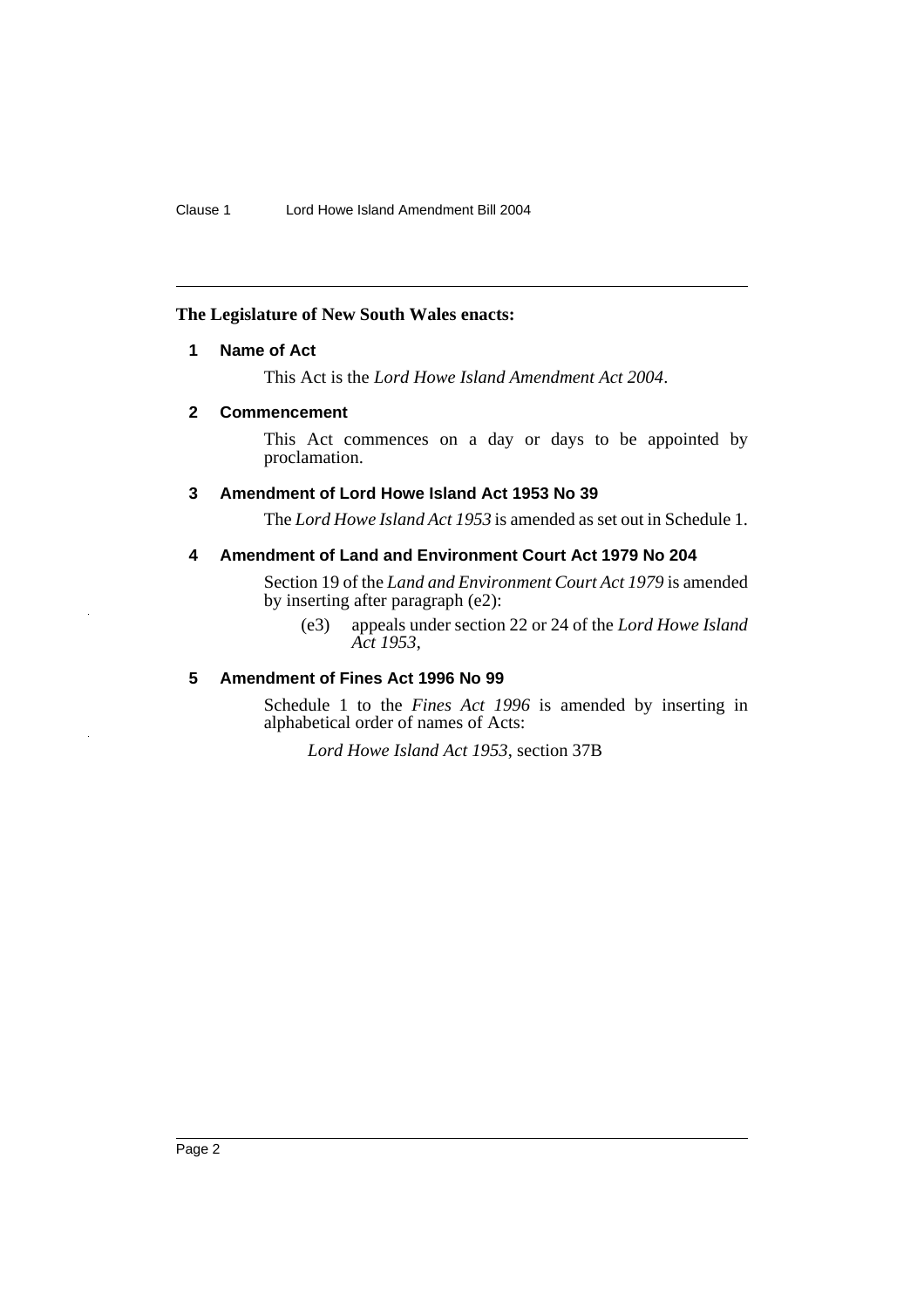**The Legislature of New South Wales enacts:**

## 1 Name of Act

This Act is the *Lord Howe Island Amendment Act 2004*.

## 2 Commencement

This Act commences on a day or days to be appointed by proclamation.

## 3 Amendment of Lord Howe Island Act 1953 No 39

The *Lord Howe Island Act 1953* is amended as set out in Schedule 1.

## 4 Amendment of Land and Environment Court Act 1979 No 204

Section 19 of the *Land and Environment Court Act 1979* is amended by inserting after paragraph (e2):

> (e3) appeals under section 22 or 24 of the *Lord Howe Island Act 1953*,

## 5 Amendment of Fines Act 1996 No 99

Schedule 1 to the *Fines Act 1996* is amended by inserting in alphabetical order of names of Acts:

> *Lord Howe Island Act 1953*, section 37B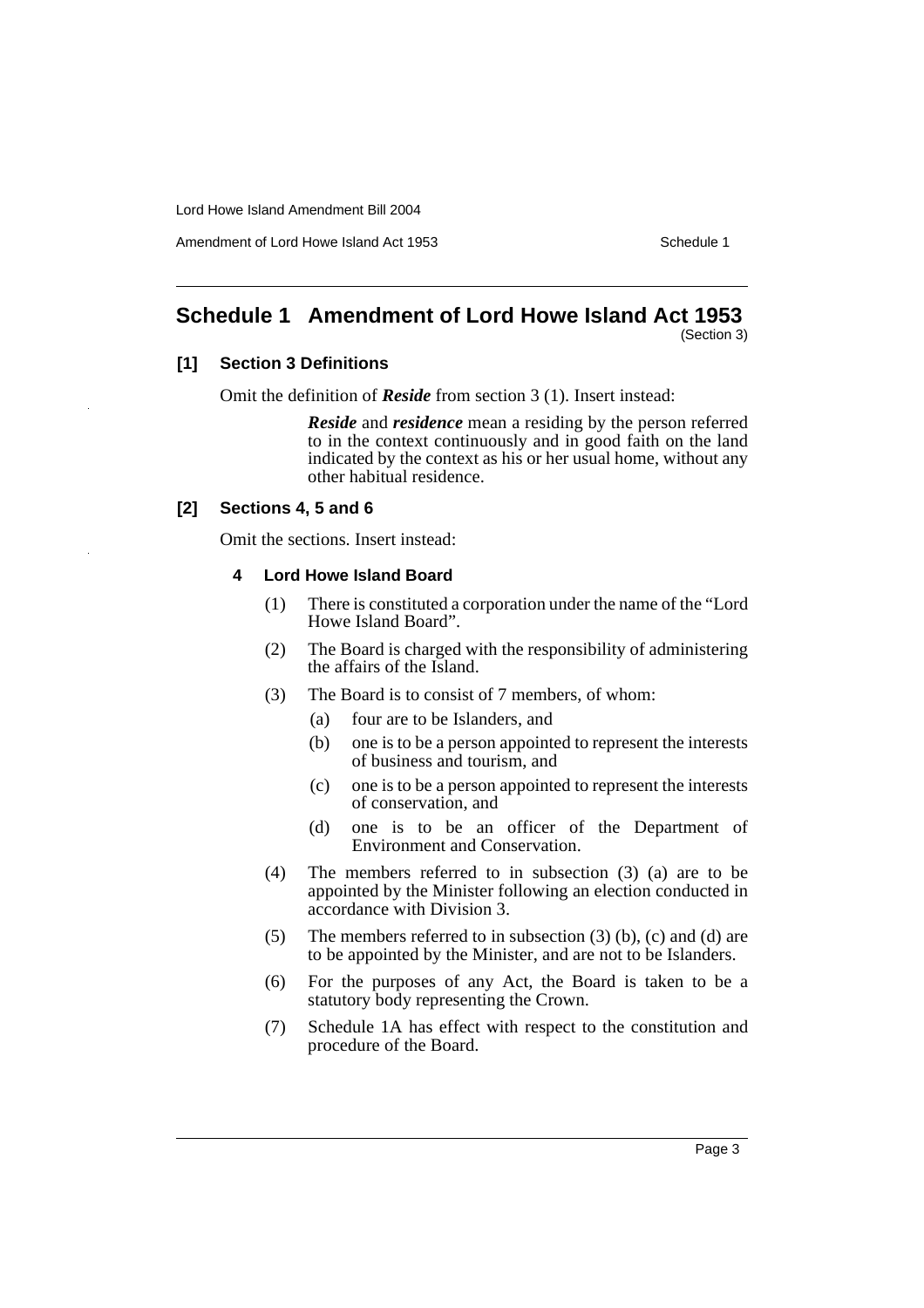## Schedule 1 Amendment of Lord Howe Island Act 1953

(Section 3)

### [1] Section 3 Definitions

Omit the definition of ***Reside*** from section 3 (1). Insert instead:

> ***Reside*** and ***residence*** mean a residing by the person referred to in the context continuously and in good faith on the land indicated by the context as his or her usual home, without any other habitual residence.

### [2] Sections 4, 5 and 6

Omit the sections. Insert instead:

#### 4 Lord Howe Island Board

(1) There is constituted a corporation under the name of the "Lord Howe Island Board".

(2) The Board is charged with the responsibility of administering the affairs of the Island.

(3) The Board is to consist of 7 members, of whom:

- (a) four are to be Islanders, and
- (b) one is to be a person appointed to represent the interests of business and tourism, and
- (c) one is to be a person appointed to represent the interests of conservation, and
- (d) one is to be an officer of the Department of Environment and Conservation.

(4) The members referred to in subsection (3) (a) are to be appointed by the Minister following an election conducted in accordance with Division 3.

(5) The members referred to in subsection (3) (b), (c) and (d) are to be appointed by the Minister, and are not to be Islanders.

(6) For the purposes of any Act, the Board is taken to be a statutory body representing the Crown.

(7) Schedule 1A has effect with respect to the constitution and procedure of the Board.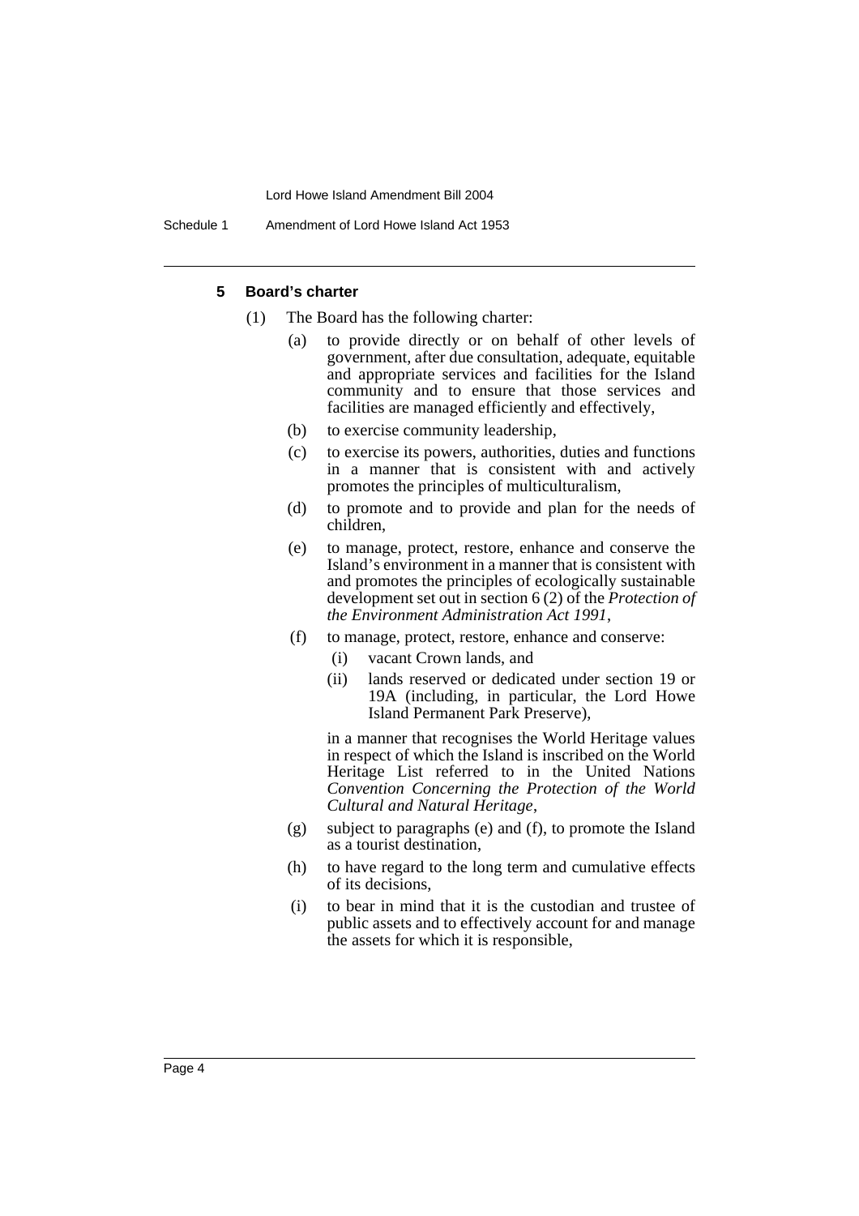#### 5 Board's charter

(1) The Board has the following charter:

(a) to provide directly or on behalf of other levels of government, after due consultation, adequate, equitable and appropriate services and facilities for the Island community and to ensure that those services and facilities are managed efficiently and effectively,

(b) to exercise community leadership,

(c) to exercise its powers, authorities, duties and functions in a manner that is consistent with and actively promotes the principles of multiculturalism,

(d) to promote and to provide and plan for the needs of children,

(e) to manage, protect, restore, enhance and conserve the Island's environment in a manner that is consistent with and promotes the principles of ecologically sustainable development set out in section 6 (2) of the *Protection of the Environment Administration Act 1991*,

(f) to manage, protect, restore, enhance and conserve:

(i) vacant Crown lands, and

(ii) lands reserved or dedicated under section 19 or 19A (including, in particular, the Lord Howe Island Permanent Park Preserve),

in a manner that recognises the World Heritage values in respect of which the Island is inscribed on the World Heritage List referred to in the United Nations *Convention Concerning the Protection of the World Cultural and Natural Heritage*,

(g) subject to paragraphs (e) and (f), to promote the Island as a tourist destination,

(h) to have regard to the long term and cumulative effects of its decisions,

(i) to bear in mind that it is the custodian and trustee of public assets and to effectively account for and manage the assets for which it is responsible,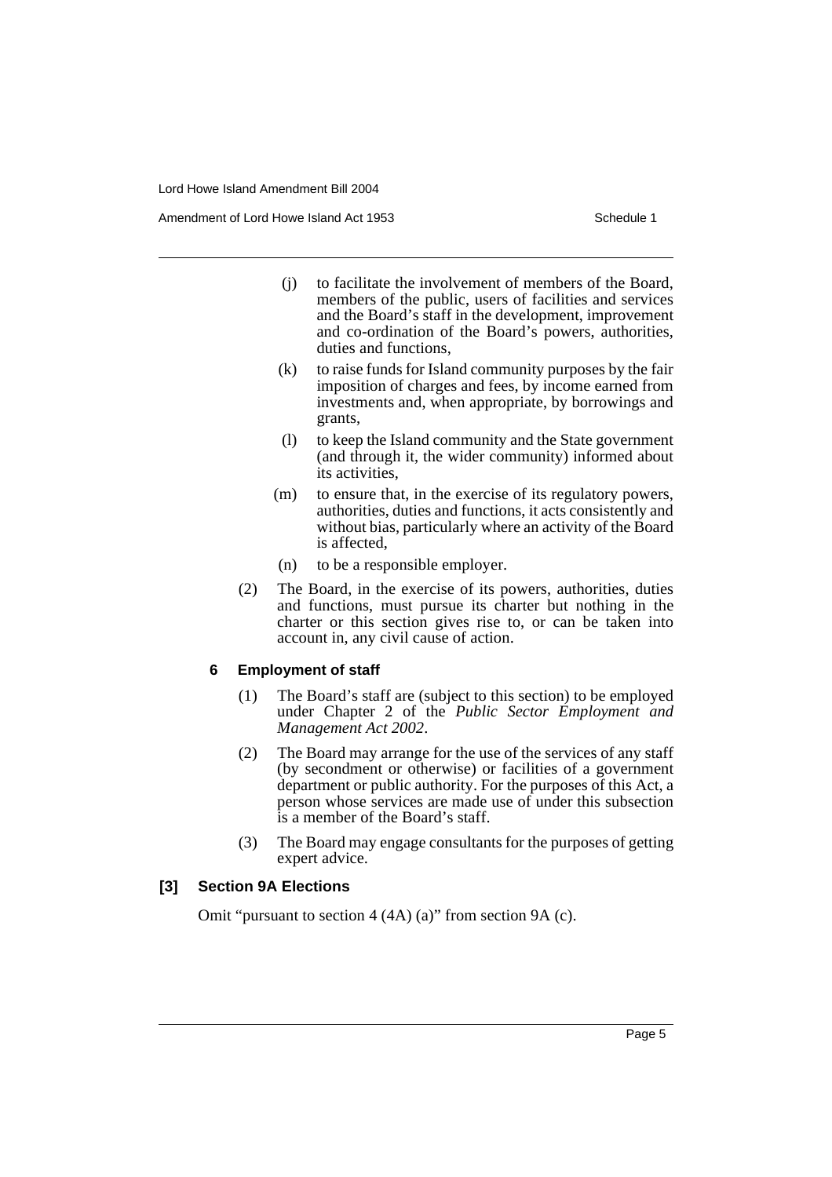(j) to facilitate the involvement of members of the Board, members of the public, users of facilities and services and the Board's staff in the development, improvement and co-ordination of the Board's powers, authorities, duties and functions,

(k) to raise funds for Island community purposes by the fair imposition of charges and fees, by income earned from investments and, when appropriate, by borrowings and grants,

(l) to keep the Island community and the State government (and through it, the wider community) informed about its activities,

(m) to ensure that, in the exercise of its regulatory powers, authorities, duties and functions, it acts consistently and without bias, particularly where an activity of the Board is affected,

(n) to be a responsible employer.

(2) The Board, in the exercise of its powers, authorities, duties and functions, must pursue its charter but nothing in the charter or this section gives rise to, or can be taken into account in, any civil cause of action.

#### 6 Employment of staff

(1) The Board's staff are (subject to this section) to be employed under Chapter 2 of the *Public Sector Employment and Management Act 2002*.

(2) The Board may arrange for the use of the services of any staff (by secondment or otherwise) or facilities of a government department or public authority. For the purposes of this Act, a person whose services are made use of under this subsection is a member of the Board's staff.

(3) The Board may engage consultants for the purposes of getting expert advice.

### [3] Section 9A Elections

Omit "pursuant to section 4 (4A) (a)" from section 9A (c).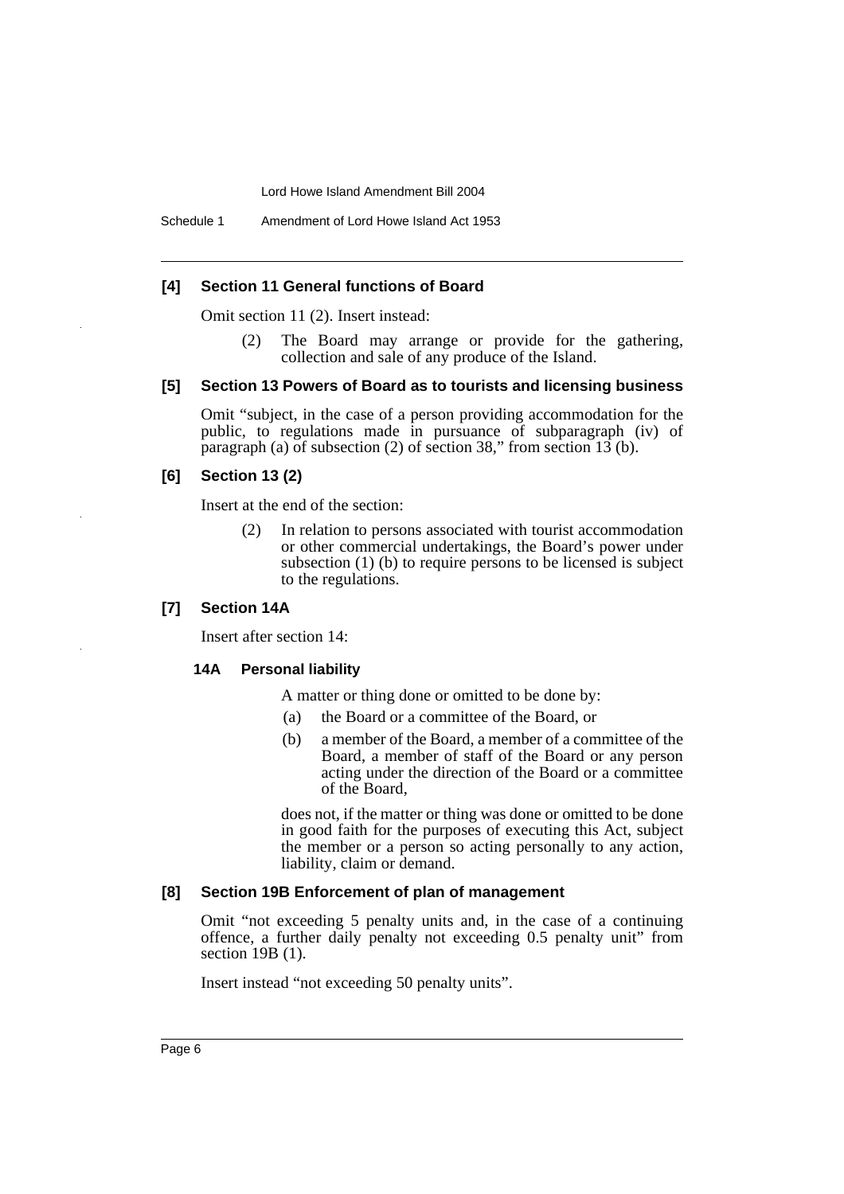### [4] Section 11 General functions of Board

Omit section 11 (2). Insert instead:

> (2) The Board may arrange or provide for the gathering, collection and sale of any produce of the Island.

### [5] Section 13 Powers of Board as to tourists and licensing business

Omit "subject, in the case of a person providing accommodation for the public, to regulations made in pursuance of subparagraph (iv) of paragraph (a) of subsection (2) of section 38," from section 13 (b).

### [6] Section 13 (2)

Insert at the end of the section:

> (2) In relation to persons associated with tourist accommodation or other commercial undertakings, the Board's power under subsection (1) (b) to require persons to be licensed is subject to the regulations.

### [7] Section 14A

Insert after section 14:

> **14A Personal liability**
>
> A matter or thing done or omitted to be done by:
>
> (a) the Board or a committee of the Board, or
>
> (b) a member of the Board, a member of a committee of the Board, a member of staff of the Board or any person acting under the direction of the Board or a committee of the Board,
>
> does not, if the matter or thing was done or omitted to be done in good faith for the purposes of executing this Act, subject the member or a person so acting personally to any action, liability, claim or demand.

### [8] Section 19B Enforcement of plan of management

Omit "not exceeding 5 penalty units and, in the case of a continuing offence, a further daily penalty not exceeding 0.5 penalty unit" from section 19B (1).

Insert instead "not exceeding 50 penalty units".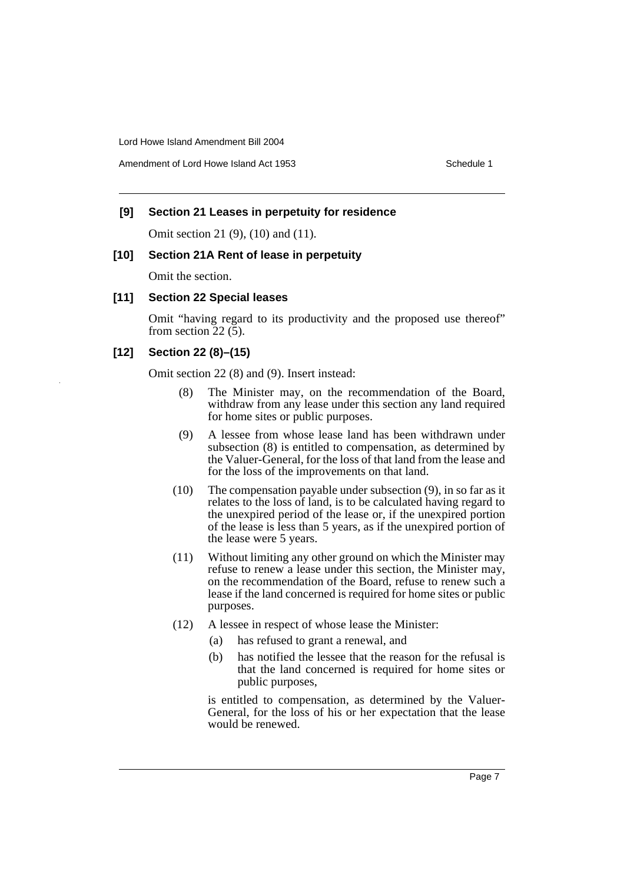### [9] Section 21 Leases in perpetuity for residence

Omit section 21 (9), (10) and (11).

### [10] Section 21A Rent of lease in perpetuity

Omit the section.

### [11] Section 22 Special leases

Omit "having regard to its productivity and the proposed use thereof" from section 22 (5).

### [12] Section 22 (8)–(15)

Omit section 22 (8) and (9). Insert instead:

> (8) The Minister may, on the recommendation of the Board, withdraw from any lease under this section any land required for home sites or public purposes.
>
> (9) A lessee from whose lease land has been withdrawn under subsection (8) is entitled to compensation, as determined by the Valuer-General, for the loss of that land from the lease and for the loss of the improvements on that land.
>
> (10) The compensation payable under subsection (9), in so far as it relates to the loss of land, is to be calculated having regard to the unexpired period of the lease or, if the unexpired portion of the lease is less than 5 years, as if the unexpired portion of the lease were 5 years.
>
> (11) Without limiting any other ground on which the Minister may refuse to renew a lease under this section, the Minister may, on the recommendation of the Board, refuse to renew such a lease if the land concerned is required for home sites or public purposes.
>
> (12) A lessee in respect of whose lease the Minister:
>
> (a) has refused to grant a renewal, and
>
> (b) has notified the lessee that the reason for the refusal is that the land concerned is required for home sites or public purposes,
>
> is entitled to compensation, as determined by the Valuer-General, for the loss of his or her expectation that the lease would be renewed.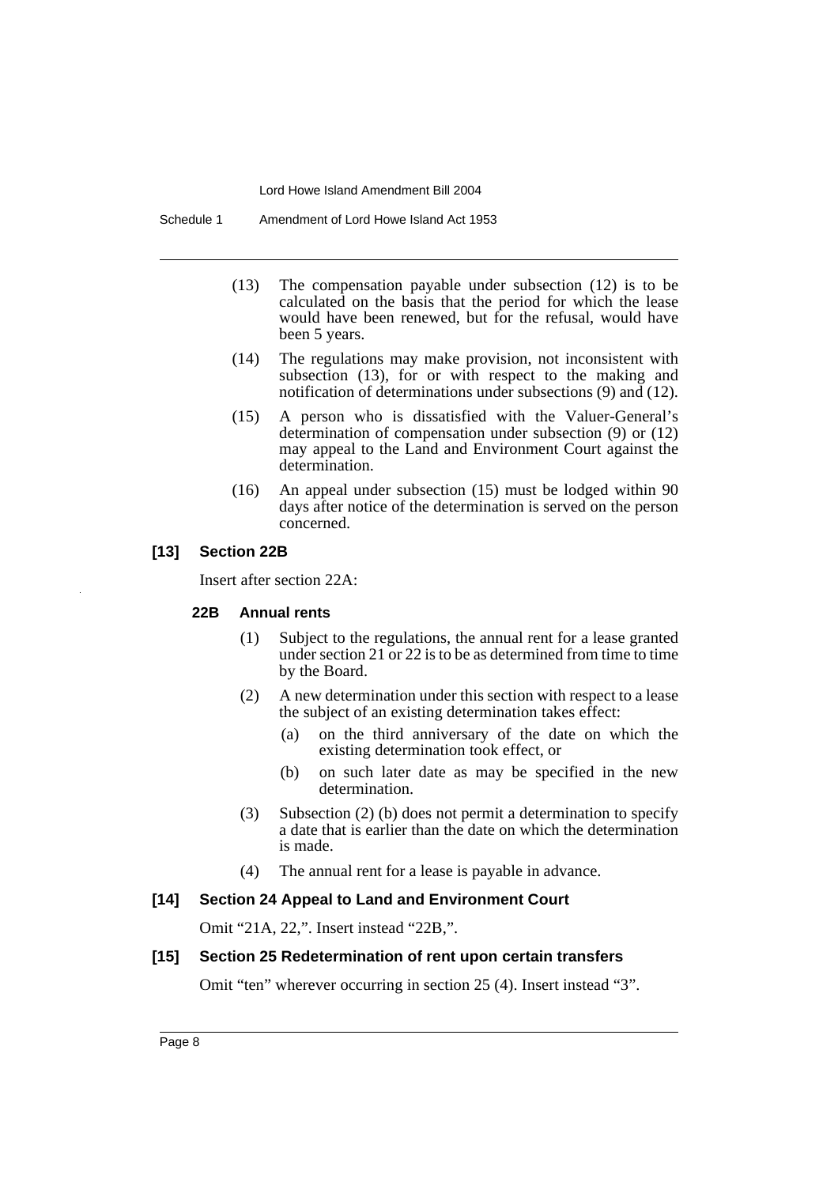(13) The compensation payable under subsection (12) is to be calculated on the basis that the period for which the lease would have been renewed, but for the refusal, would have been 5 years.

(14) The regulations may make provision, not inconsistent with subsection (13), for or with respect to the making and notification of determinations under subsections (9) and (12).

(15) A person who is dissatisfied with the Valuer-General's determination of compensation under subsection (9) or (12) may appeal to the Land and Environment Court against the determination.

(16) An appeal under subsection (15) must be lodged within 90 days after notice of the determination is served on the person concerned.

### [13] Section 22B

Insert after section 22A:

#### 22B Annual rents

(1) Subject to the regulations, the annual rent for a lease granted under section 21 or 22 is to be as determined from time to time by the Board.

(2) A new determination under this section with respect to a lease the subject of an existing determination takes effect:

(a) on the third anniversary of the date on which the existing determination took effect, or

(b) on such later date as may be specified in the new determination.

(3) Subsection (2) (b) does not permit a determination to specify a date that is earlier than the date on which the determination is made.

(4) The annual rent for a lease is payable in advance.

### [14] Section 24 Appeal to Land and Environment Court

Omit "21A, 22,". Insert instead "22B,".

### [15] Section 25 Redetermination of rent upon certain transfers

Omit "ten" wherever occurring in section 25 (4). Insert instead "3".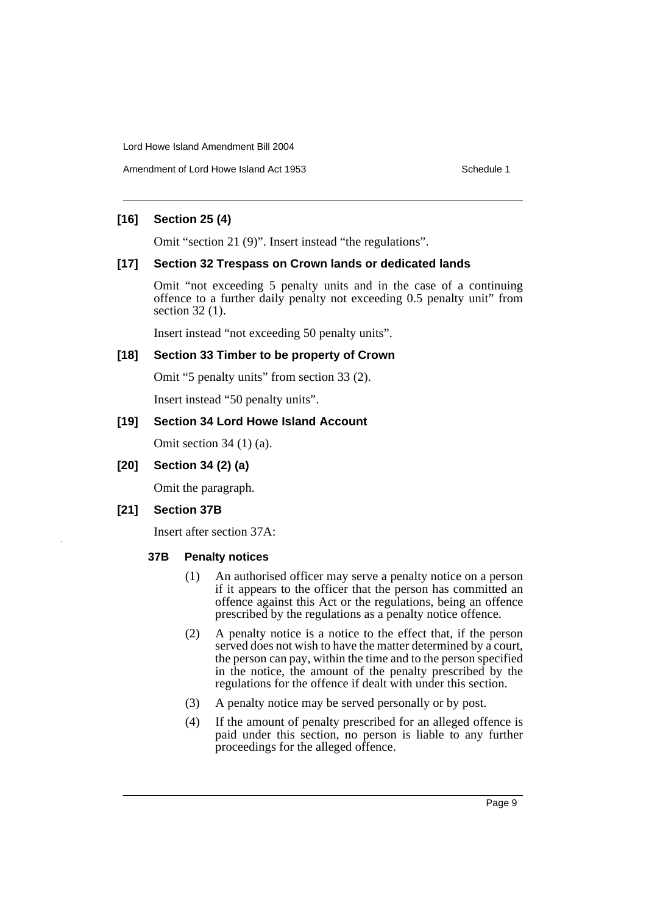**[16] Section 25 (4)**

Omit "section 21 (9)". Insert instead "the regulations".

**[17] Section 32 Trespass on Crown lands or dedicated lands**

Omit "not exceeding 5 penalty units and in the case of a continuing offence to a further daily penalty not exceeding 0.5 penalty unit" from section 32 (1).

Insert instead "not exceeding 50 penalty units".

**[18] Section 33 Timber to be property of Crown**

Omit "5 penalty units" from section 33 (2).

Insert instead "50 penalty units".

**[19] Section 34 Lord Howe Island Account**

Omit section 34 (1) (a).

**[20] Section 34 (2) (a)**

Omit the paragraph.

**[21] Section 37B**

Insert after section 37A:

**37B Penalty notices**

(1) An authorised officer may serve a penalty notice on a person if it appears to the officer that the person has committed an offence against this Act or the regulations, being an offence prescribed by the regulations as a penalty notice offence.

(2) A penalty notice is a notice to the effect that, if the person served does not wish to have the matter determined by a court, the person can pay, within the time and to the person specified in the notice, the amount of the penalty prescribed by the regulations for the offence if dealt with under this section.

(3) A penalty notice may be served personally or by post.

(4) If the amount of penalty prescribed for an alleged offence is paid under this section, no person is liable to any further proceedings for the alleged offence.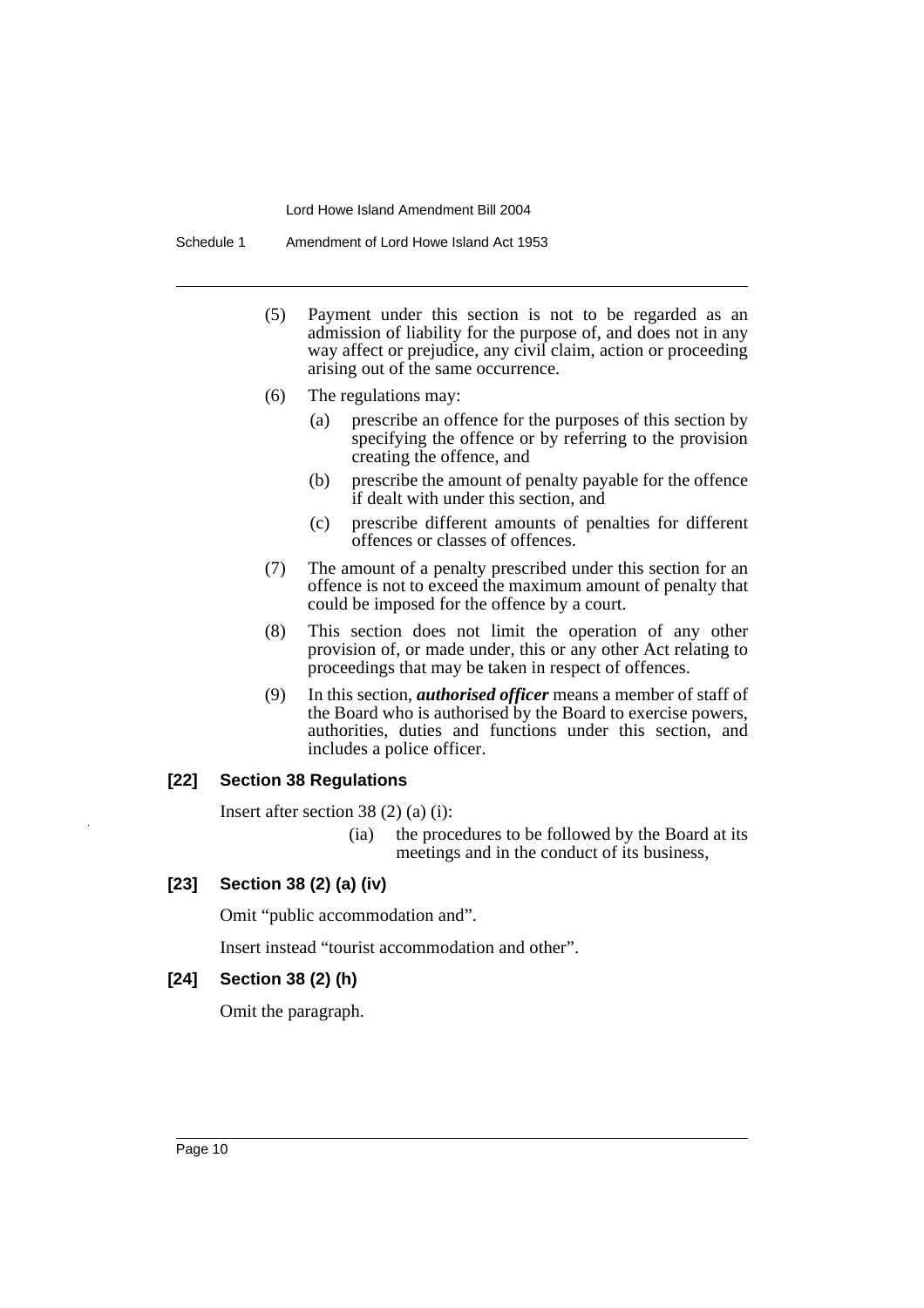(5) Payment under this section is not to be regarded as an admission of liability for the purpose of, and does not in any way affect or prejudice, any civil claim, action or proceeding arising out of the same occurrence.

(6) The regulations may:

  (a) prescribe an offence for the purposes of this section by specifying the offence or by referring to the provision creating the offence, and

  (b) prescribe the amount of penalty payable for the offence if dealt with under this section, and

  (c) prescribe different amounts of penalties for different offences or classes of offences.

(7) The amount of a penalty prescribed under this section for an offence is not to exceed the maximum amount of penalty that could be imposed for the offence by a court.

(8) This section does not limit the operation of any other provision of, or made under, this or any other Act relating to proceedings that may be taken in respect of offences.

(9) In this section, ***authorised officer*** means a member of staff of the Board who is authorised by the Board to exercise powers, authorities, duties and functions under this section, and includes a police officer.

### [22] Section 38 Regulations

Insert after section 38 (2) (a) (i):

> (ia) the procedures to be followed by the Board at its meetings and in the conduct of its business,

### [23] Section 38 (2) (a) (iv)

Omit "public accommodation and".

Insert instead "tourist accommodation and other".

### [24] Section 38 (2) (h)

Omit the paragraph.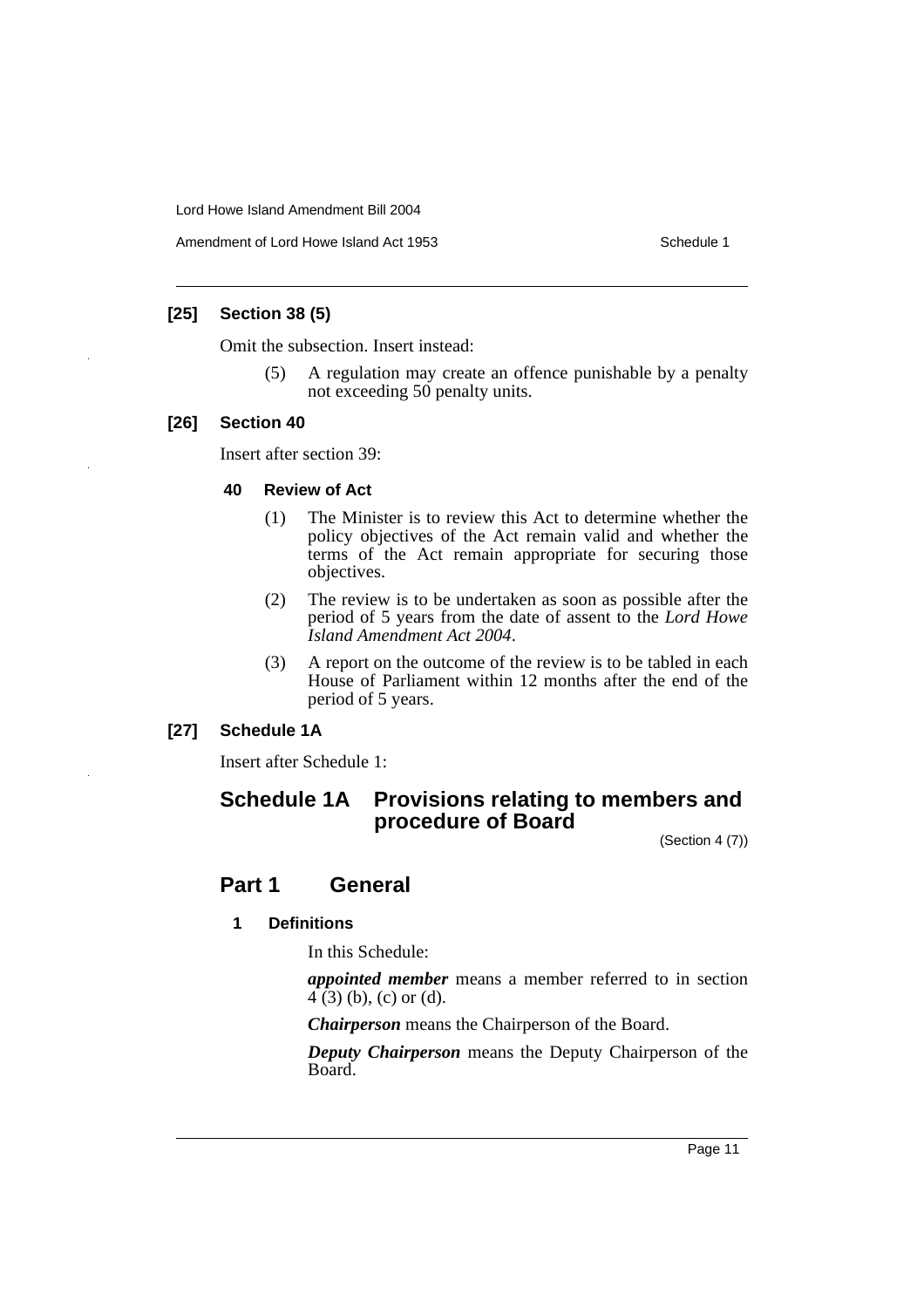**[25] Section 38 (5)**

Omit the subsection. Insert instead:

(5) A regulation may create an offence punishable by a penalty not exceeding 50 penalty units.

**[26] Section 40**

Insert after section 39:

**40 Review of Act**

(1) The Minister is to review this Act to determine whether the policy objectives of the Act remain valid and whether the terms of the Act remain appropriate for securing those objectives.

(2) The review is to be undertaken as soon as possible after the period of 5 years from the date of assent to the *Lord Howe Island Amendment Act 2004*.

(3) A report on the outcome of the review is to be tabled in each House of Parliament within 12 months after the end of the period of 5 years.

**[27] Schedule 1A**

Insert after Schedule 1:

## Schedule 1A Provisions relating to members and procedure of Board

(Section 4 (7))

## Part 1 General

**1 Definitions**

In this Schedule:

***appointed member*** means a member referred to in section 4 (3) (b), (c) or (d).

***Chairperson*** means the Chairperson of the Board.

***Deputy Chairperson*** means the Deputy Chairperson of the Board.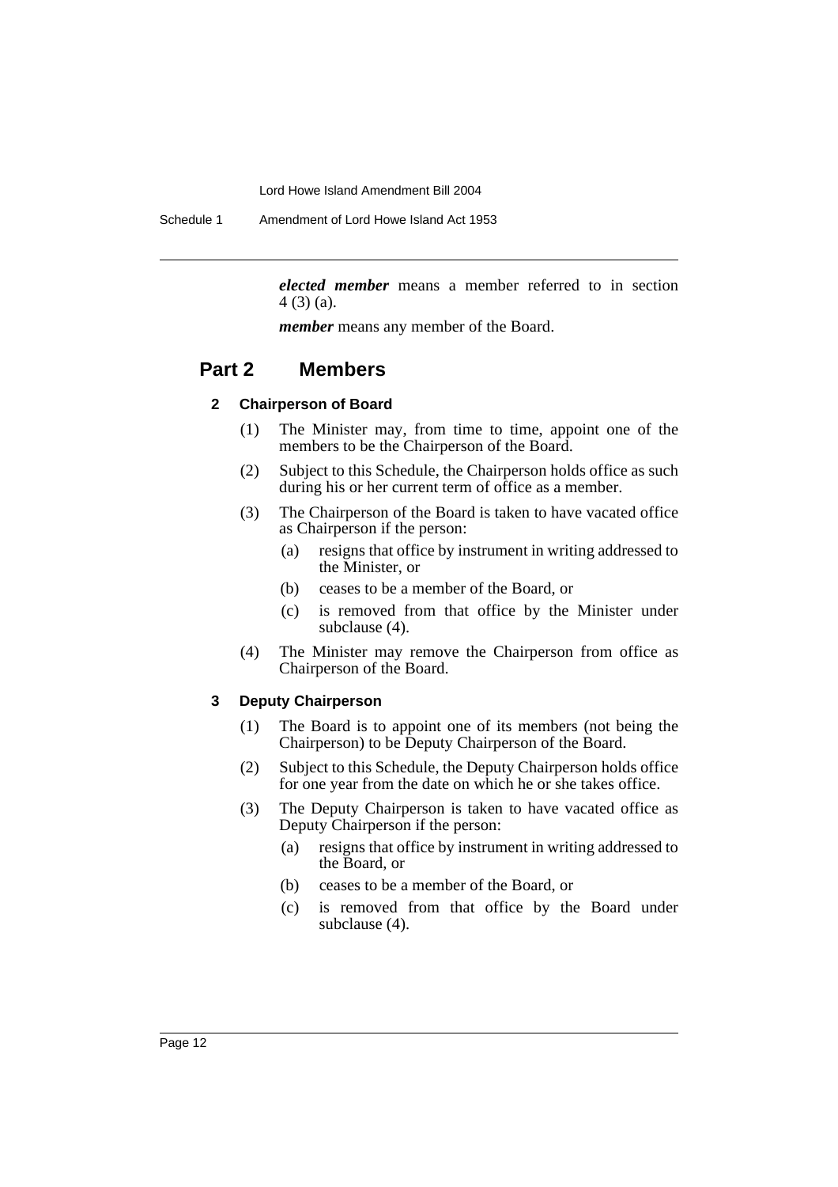***elected member*** means a member referred to in section 4 (3) (a).

***member*** means any member of the Board.

## Part 2 Members

### 2 Chairperson of Board

(1) The Minister may, from time to time, appoint one of the members to be the Chairperson of the Board.

(2) Subject to this Schedule, the Chairperson holds office as such during his or her current term of office as a member.

(3) The Chairperson of the Board is taken to have vacated office as Chairperson if the person:

(a) resigns that office by instrument in writing addressed to the Minister, or

(b) ceases to be a member of the Board, or

(c) is removed from that office by the Minister under subclause (4).

(4) The Minister may remove the Chairperson from office as Chairperson of the Board.

### 3 Deputy Chairperson

(1) The Board is to appoint one of its members (not being the Chairperson) to be Deputy Chairperson of the Board.

(2) Subject to this Schedule, the Deputy Chairperson holds office for one year from the date on which he or she takes office.

(3) The Deputy Chairperson is taken to have vacated office as Deputy Chairperson if the person:

(a) resigns that office by instrument in writing addressed to the Board, or

(b) ceases to be a member of the Board, or

(c) is removed from that office by the Board under subclause (4).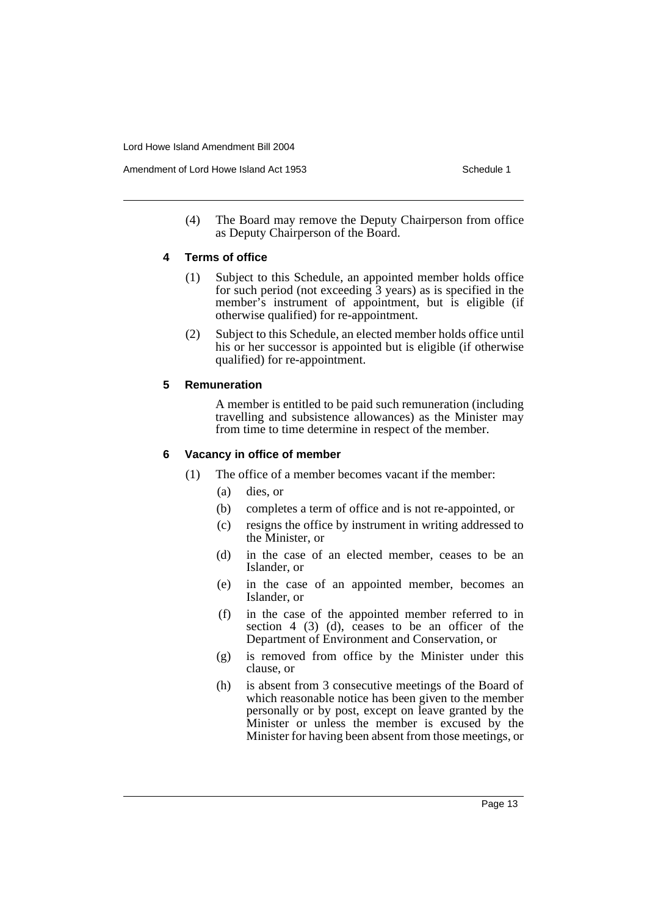(4) The Board may remove the Deputy Chairperson from office as Deputy Chairperson of the Board.

### 4 Terms of office

(1) Subject to this Schedule, an appointed member holds office for such period (not exceeding 3 years) as is specified in the member's instrument of appointment, but is eligible (if otherwise qualified) for re-appointment.

(2) Subject to this Schedule, an elected member holds office until his or her successor is appointed but is eligible (if otherwise qualified) for re-appointment.

### 5 Remuneration

A member is entitled to be paid such remuneration (including travelling and subsistence allowances) as the Minister may from time to time determine in respect of the member.

### 6 Vacancy in office of member

(1) The office of a member becomes vacant if the member:

- (a) dies, or
- (b) completes a term of office and is not re-appointed, or
- (c) resigns the office by instrument in writing addressed to the Minister, or
- (d) in the case of an elected member, ceases to be an Islander, or
- (e) in the case of an appointed member, becomes an Islander, or
- (f) in the case of the appointed member referred to in section 4 (3) (d), ceases to be an officer of the Department of Environment and Conservation, or
- (g) is removed from office by the Minister under this clause, or
- (h) is absent from 3 consecutive meetings of the Board of which reasonable notice has been given to the member personally or by post, except on leave granted by the Minister or unless the member is excused by the Minister for having been absent from those meetings, or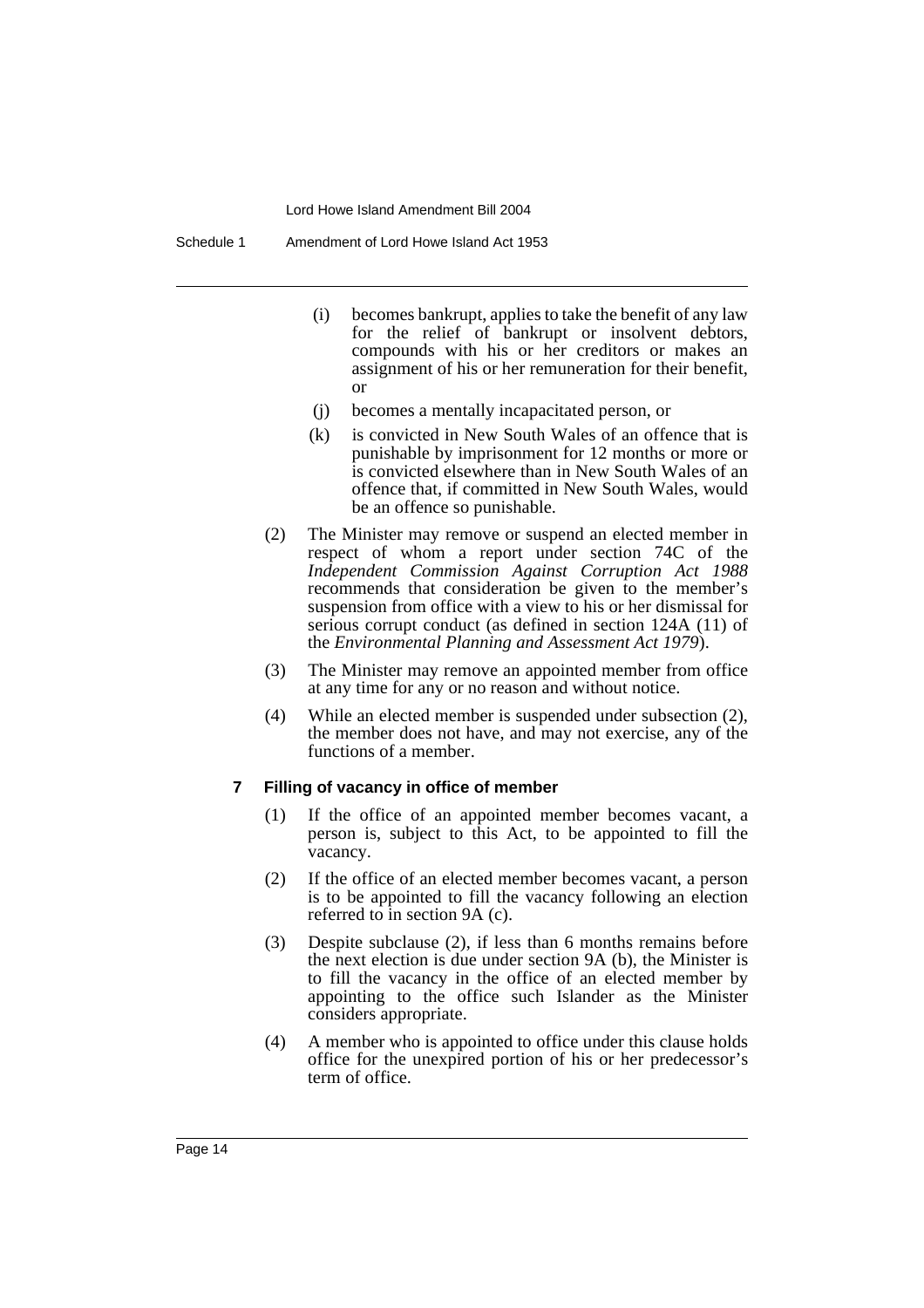(i) becomes bankrupt, applies to take the benefit of any law for the relief of bankrupt or insolvent debtors, compounds with his or her creditors or makes an assignment of his or her remuneration for their benefit, or

(j) becomes a mentally incapacitated person, or

(k) is convicted in New South Wales of an offence that is punishable by imprisonment for 12 months or more or is convicted elsewhere than in New South Wales of an offence that, if committed in New South Wales, would be an offence so punishable.

(2) The Minister may remove or suspend an elected member in respect of whom a report under section 74C of the *Independent Commission Against Corruption Act 1988* recommends that consideration be given to the member's suspension from office with a view to his or her dismissal for serious corrupt conduct (as defined in section 124A (11) of the *Environmental Planning and Assessment Act 1979*).

(3) The Minister may remove an appointed member from office at any time for any or no reason and without notice.

(4) While an elected member is suspended under subsection (2), the member does not have, and may not exercise, any of the functions of a member.

### 7 Filling of vacancy in office of member

(1) If the office of an appointed member becomes vacant, a person is, subject to this Act, to be appointed to fill the vacancy.

(2) If the office of an elected member becomes vacant, a person is to be appointed to fill the vacancy following an election referred to in section 9A (c).

(3) Despite subclause (2), if less than 6 months remains before the next election is due under section 9A (b), the Minister is to fill the vacancy in the office of an elected member by appointing to the office such Islander as the Minister considers appropriate.

(4) A member who is appointed to office under this clause holds office for the unexpired portion of his or her predecessor's term of office.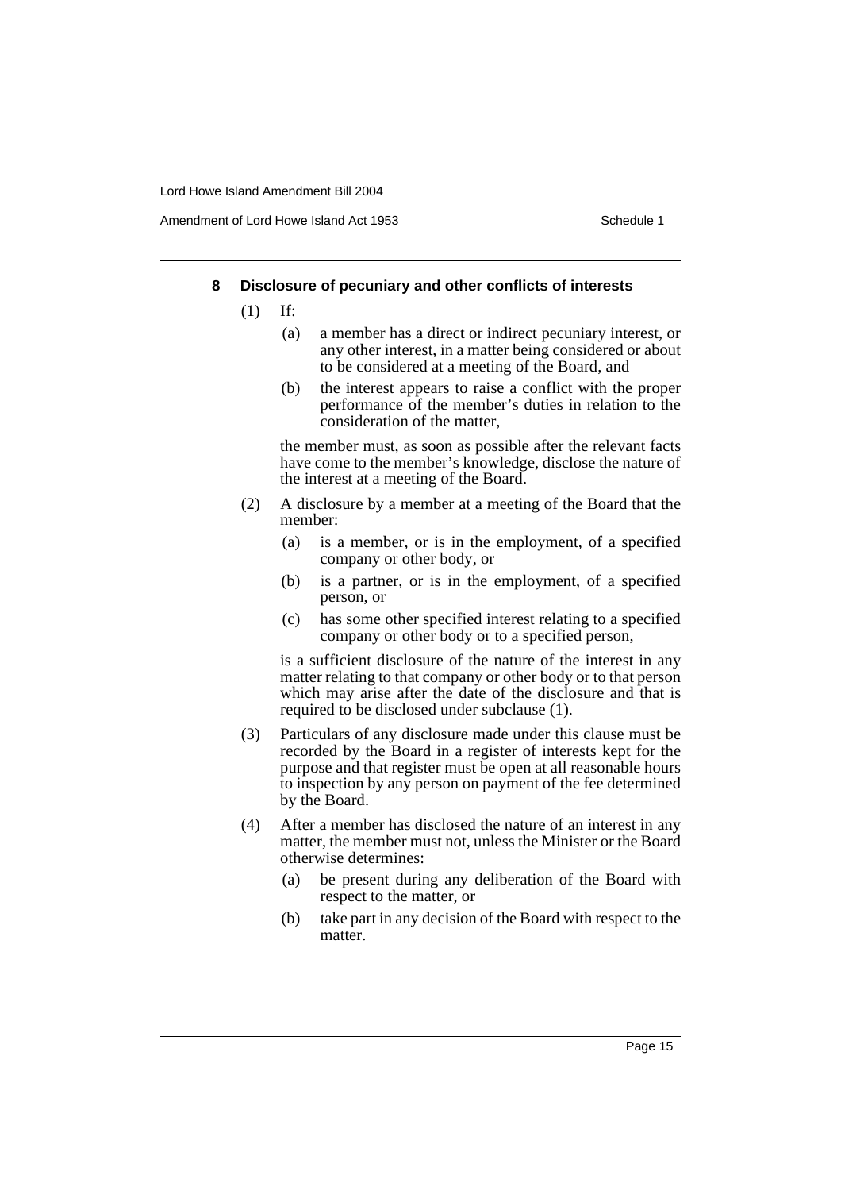**8 Disclosure of pecuniary and other conflicts of interests**

(1) If:

(a) a member has a direct or indirect pecuniary interest, or any other interest, in a matter being considered or about to be considered at a meeting of the Board, and

(b) the interest appears to raise a conflict with the proper performance of the member's duties in relation to the consideration of the matter,

the member must, as soon as possible after the relevant facts have come to the member's knowledge, disclose the nature of the interest at a meeting of the Board.

(2) A disclosure by a member at a meeting of the Board that the member:

(a) is a member, or is in the employment, of a specified company or other body, or

(b) is a partner, or is in the employment, of a specified person, or

(c) has some other specified interest relating to a specified company or other body or to a specified person,

is a sufficient disclosure of the nature of the interest in any matter relating to that company or other body or to that person which may arise after the date of the disclosure and that is required to be disclosed under subclause (1).

(3) Particulars of any disclosure made under this clause must be recorded by the Board in a register of interests kept for the purpose and that register must be open at all reasonable hours to inspection by any person on payment of the fee determined by the Board.

(4) After a member has disclosed the nature of an interest in any matter, the member must not, unless the Minister or the Board otherwise determines:

(a) be present during any deliberation of the Board with respect to the matter, or

(b) take part in any decision of the Board with respect to the matter.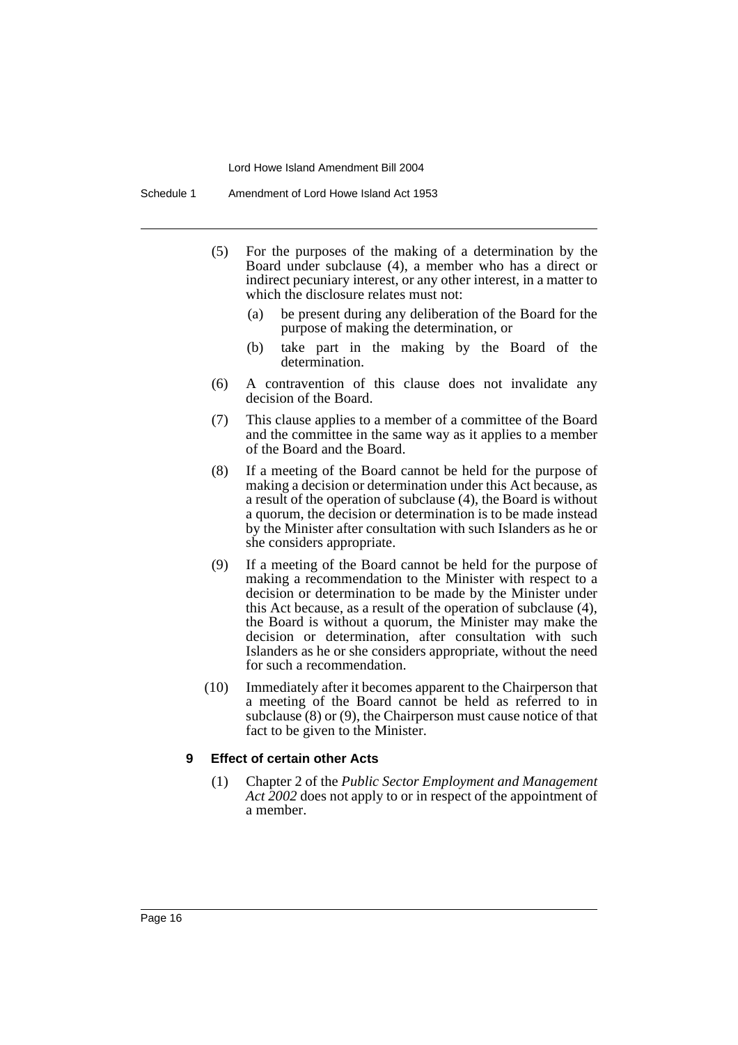(5) For the purposes of the making of a determination by the Board under subclause (4), a member who has a direct or indirect pecuniary interest, or any other interest, in a matter to which the disclosure relates must not:

  (a) be present during any deliberation of the Board for the purpose of making the determination, or

  (b) take part in the making by the Board of the determination.

(6) A contravention of this clause does not invalidate any decision of the Board.

(7) This clause applies to a member of a committee of the Board and the committee in the same way as it applies to a member of the Board and the Board.

(8) If a meeting of the Board cannot be held for the purpose of making a decision or determination under this Act because, as a result of the operation of subclause (4), the Board is without a quorum, the decision or determination is to be made instead by the Minister after consultation with such Islanders as he or she considers appropriate.

(9) If a meeting of the Board cannot be held for the purpose of making a recommendation to the Minister with respect to a decision or determination to be made by the Minister under this Act because, as a result of the operation of subclause (4), the Board is without a quorum, the Minister may make the decision or determination, after consultation with such Islanders as he or she considers appropriate, without the need for such a recommendation.

(10) Immediately after it becomes apparent to the Chairperson that a meeting of the Board cannot be held as referred to in subclause (8) or (9), the Chairperson must cause notice of that fact to be given to the Minister.

**9 Effect of certain other Acts**

(1) Chapter 2 of the *Public Sector Employment and Management Act 2002* does not apply to or in respect of the appointment of a member.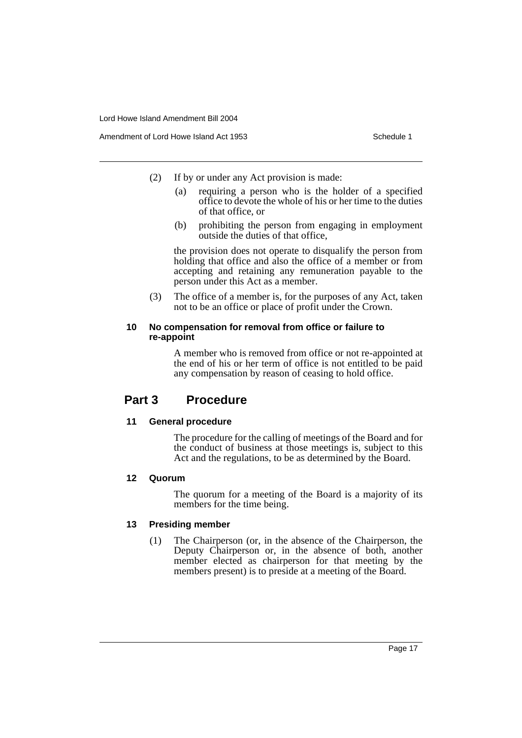(2) If by or under any Act provision is made:

(a) requiring a person who is the holder of a specified office to devote the whole of his or her time to the duties of that office, or

(b) prohibiting the person from engaging in employment outside the duties of that office,

the provision does not operate to disqualify the person from holding that office and also the office of a member or from accepting and retaining any remuneration payable to the person under this Act as a member.

(3) The office of a member is, for the purposes of any Act, taken not to be an office or place of profit under the Crown.

#### 10 No compensation for removal from office or failure to re-appoint

A member who is removed from office or not re-appointed at the end of his or her term of office is not entitled to be paid any compensation by reason of ceasing to hold office.

## Part 3 Procedure

#### 11 General procedure

The procedure for the calling of meetings of the Board and for the conduct of business at those meetings is, subject to this Act and the regulations, to be as determined by the Board.

#### 12 Quorum

The quorum for a meeting of the Board is a majority of its members for the time being.

#### 13 Presiding member

(1) The Chairperson (or, in the absence of the Chairperson, the Deputy Chairperson or, in the absence of both, another member elected as chairperson for that meeting by the members present) is to preside at a meeting of the Board.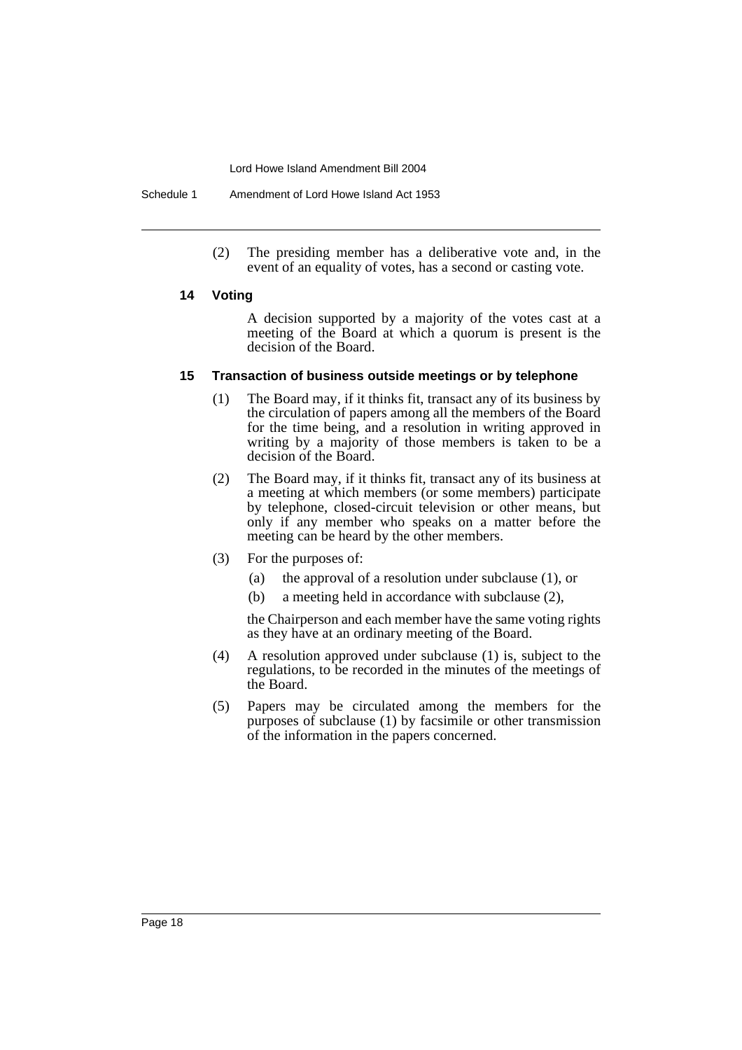(2) The presiding member has a deliberative vote and, in the event of an equality of votes, has a second or casting vote.

#### 14 Voting

A decision supported by a majority of the votes cast at a meeting of the Board at which a quorum is present is the decision of the Board.

#### 15 Transaction of business outside meetings or by telephone

(1) The Board may, if it thinks fit, transact any of its business by the circulation of papers among all the members of the Board for the time being, and a resolution in writing approved in writing by a majority of those members is taken to be a decision of the Board.

(2) The Board may, if it thinks fit, transact any of its business at a meeting at which members (or some members) participate by telephone, closed-circuit television or other means, but only if any member who speaks on a matter before the meeting can be heard by the other members.

(3) For the purposes of:

- (a) the approval of a resolution under subclause (1), or
- (b) a meeting held in accordance with subclause (2),

the Chairperson and each member have the same voting rights as they have at an ordinary meeting of the Board.

(4) A resolution approved under subclause (1) is, subject to the regulations, to be recorded in the minutes of the meetings of the Board.

(5) Papers may be circulated among the members for the purposes of subclause (1) by facsimile or other transmission of the information in the papers concerned.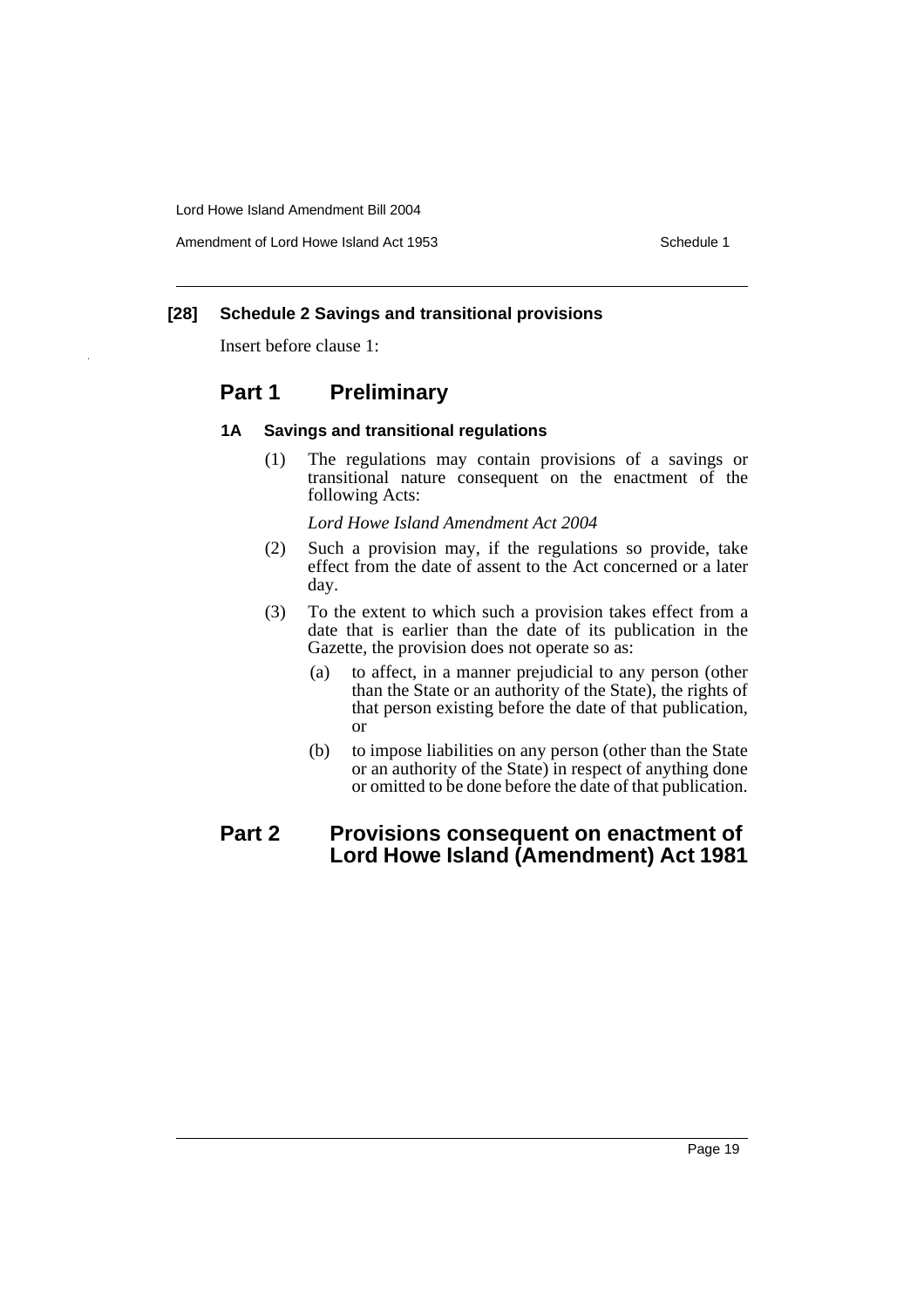## [28] Schedule 2 Savings and transitional provisions

Insert before clause 1:

# Part 1 Preliminary

### 1A Savings and transitional regulations

(1) The regulations may contain provisions of a savings or transitional nature consequent on the enactment of the following Acts:

*Lord Howe Island Amendment Act 2004*

(2) Such a provision may, if the regulations so provide, take effect from the date of assent to the Act concerned or a later day.

(3) To the extent to which such a provision takes effect from a date that is earlier than the date of its publication in the Gazette, the provision does not operate so as:

- (a) to affect, in a manner prejudicial to any person (other than the State or an authority of the State), the rights of that person existing before the date of that publication, or
- (b) to impose liabilities on any person (other than the State or an authority of the State) in respect of anything done or omitted to be done before the date of that publication.

# Part 2 Provisions consequent on enactment of Lord Howe Island (Amendment) Act 1981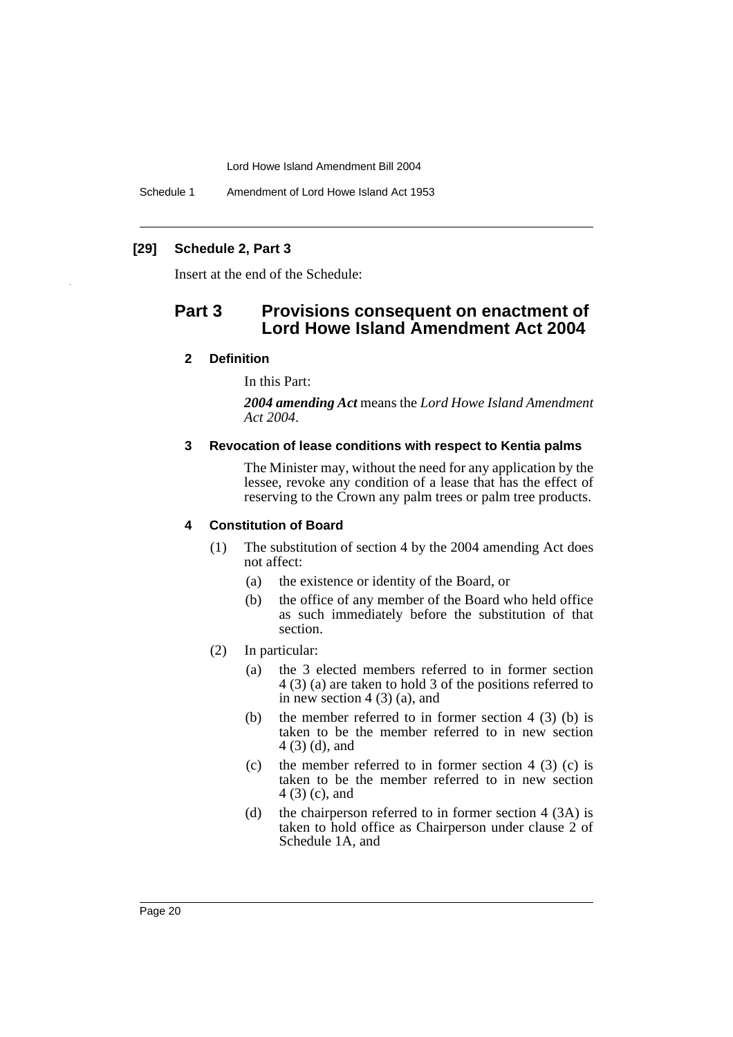**[29] Schedule 2, Part 3**

Insert at the end of the Schedule:

## Part 3 Provisions consequent on enactment of Lord Howe Island Amendment Act 2004

### 2 Definition

In this Part:

***2004 amending Act*** means the *Lord Howe Island Amendment Act 2004*.

### 3 Revocation of lease conditions with respect to Kentia palms

The Minister may, without the need for any application by the lessee, revoke any condition of a lease that has the effect of reserving to the Crown any palm trees or palm tree products.

### 4 Constitution of Board

(1) The substitution of section 4 by the 2004 amending Act does not affect:

- (a) the existence or identity of the Board, or
- (b) the office of any member of the Board who held office as such immediately before the substitution of that section.

(2) In particular:

- (a) the 3 elected members referred to in former section 4 (3) (a) are taken to hold 3 of the positions referred to in new section 4 (3) (a), and
- (b) the member referred to in former section 4 (3) (b) is taken to be the member referred to in new section 4 (3) (d), and
- (c) the member referred to in former section 4 (3) (c) is taken to be the member referred to in new section 4 (3) (c), and
- (d) the chairperson referred to in former section 4 (3A) is taken to hold office as Chairperson under clause 2 of Schedule 1A, and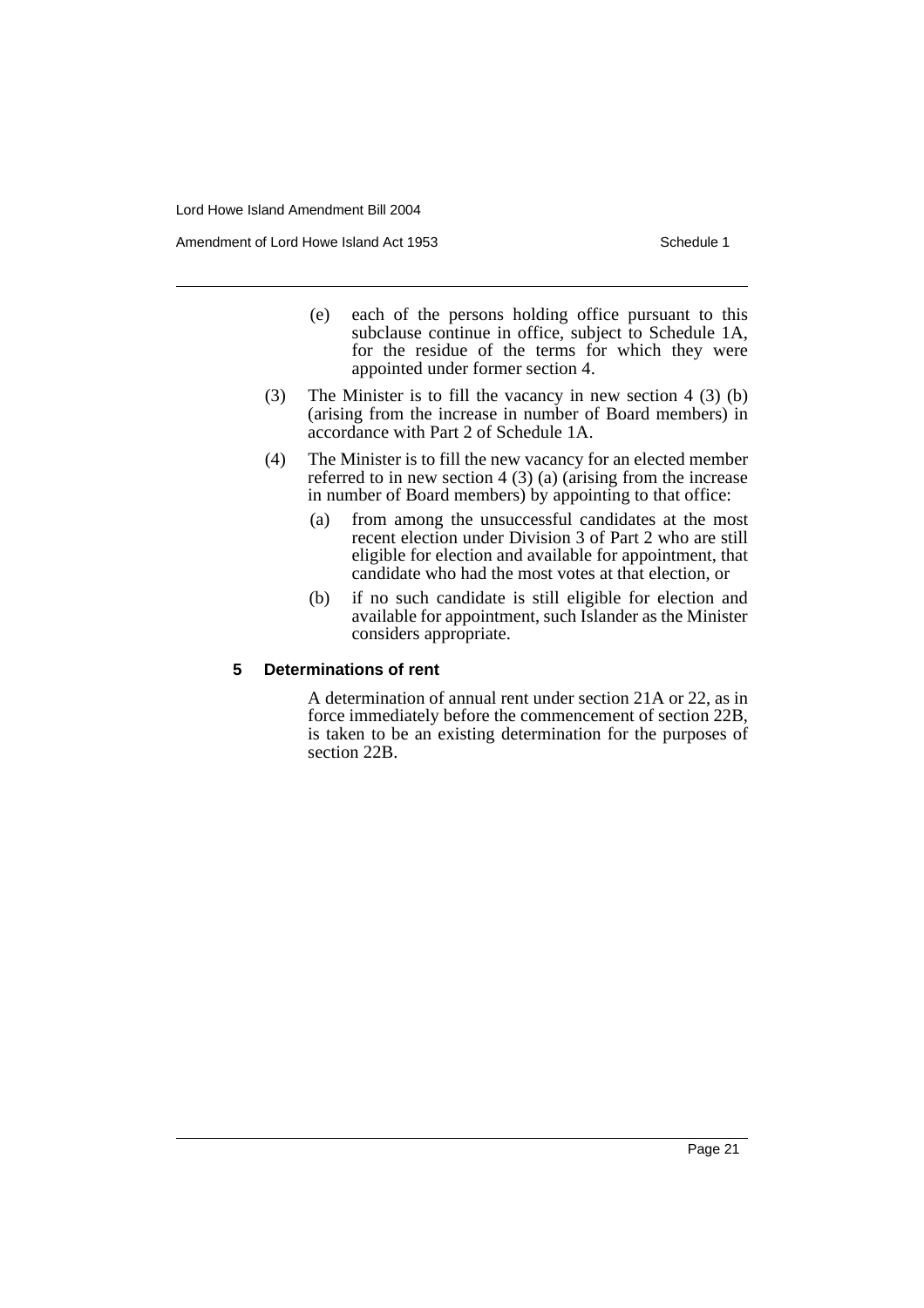(e) each of the persons holding office pursuant to this subclause continue in office, subject to Schedule 1A, for the residue of the terms for which they were appointed under former section 4.

(3) The Minister is to fill the vacancy in new section 4 (3) (b) (arising from the increase in number of Board members) in accordance with Part 2 of Schedule 1A.

(4) The Minister is to fill the new vacancy for an elected member referred to in new section 4 (3) (a) (arising from the increase in number of Board members) by appointing to that office:

(a) from among the unsuccessful candidates at the most recent election under Division 3 of Part 2 who are still eligible for election and available for appointment, that candidate who had the most votes at that election, or

(b) if no such candidate is still eligible for election and available for appointment, such Islander as the Minister considers appropriate.

**5 Determinations of rent**

A determination of annual rent under section 21A or 22, as in force immediately before the commencement of section 22B, is taken to be an existing determination for the purposes of section 22B.